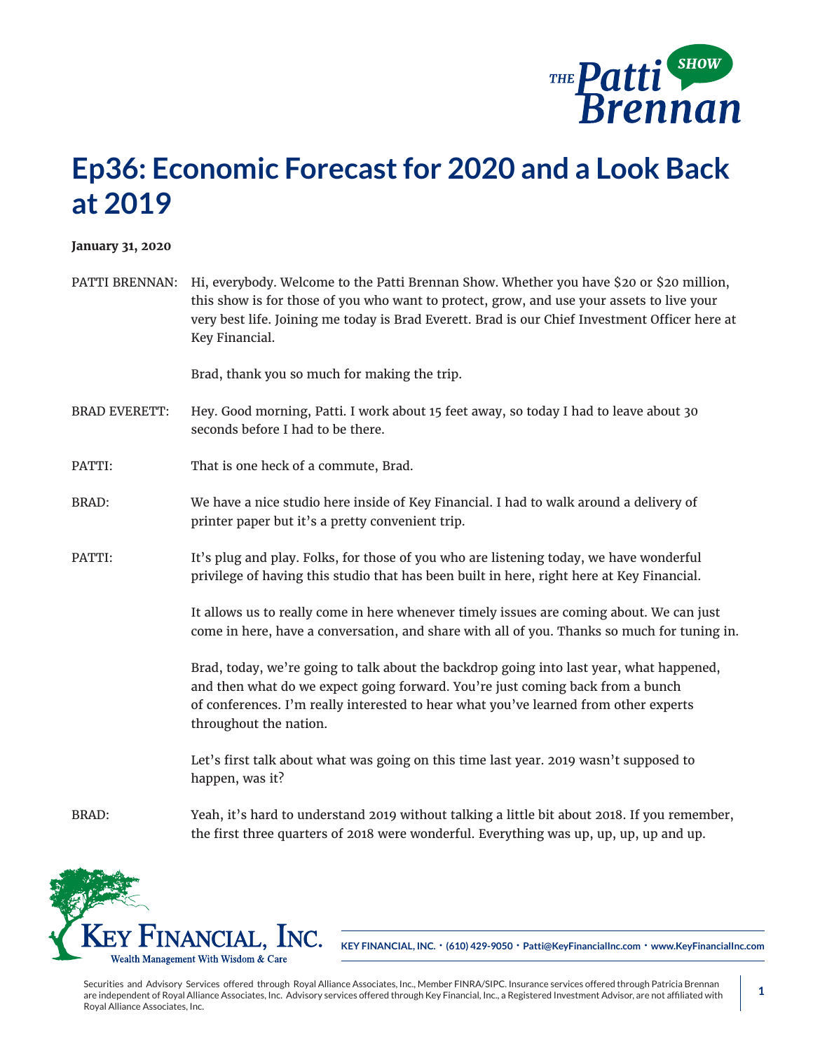# Ep36: Economic Forecast for 2020 and a Look Back at 2019

**January 31, 2020**

PATTI BRENNAN: Hi, everybody. Welcome to the Patti Brennan Show. Whether you have $20 or $20 million, this show is for those of you who want to protect, grow, and use your assets to live your very best life. Joining me today is Brad Everett. Brad is our Chief Investment Officer here at Key Financial.

Brad, thank you so much for making the trip.

BRAD EVERETT: Hey. Good morning, Patti. I work about 15 feet away, so today I had to leave about 30 seconds before I had to be there.

PATTI: That is one heck of a commute, Brad.

BRAD: We have a nice studio here inside of Key Financial. I had to walk around a delivery of printer paper but it's a pretty convenient trip.

PATTI: It's plug and play. Folks, for those of you who are listening today, we have wonderful privilege of having this studio that has been built in here, right here at Key Financial.

It allows us to really come in here whenever timely issues are coming about. We can just come in here, have a conversation, and share with all of you. Thanks so much for tuning in.

Brad, today, we're going to talk about the backdrop going into last year, what happened, and then what do we expect going forward. You're just coming back from a bunch of conferences. I'm really interested to hear what you've learned from other experts throughout the nation.

Let's first talk about what was going on this time last year. 2019 wasn't supposed to happen, was it?

BRAD: Yeah, it's hard to understand 2019 without talking a little bit about 2018. If you remember, the first three quarters of 2018 were wonderful. Everything was up, up, up, up and up.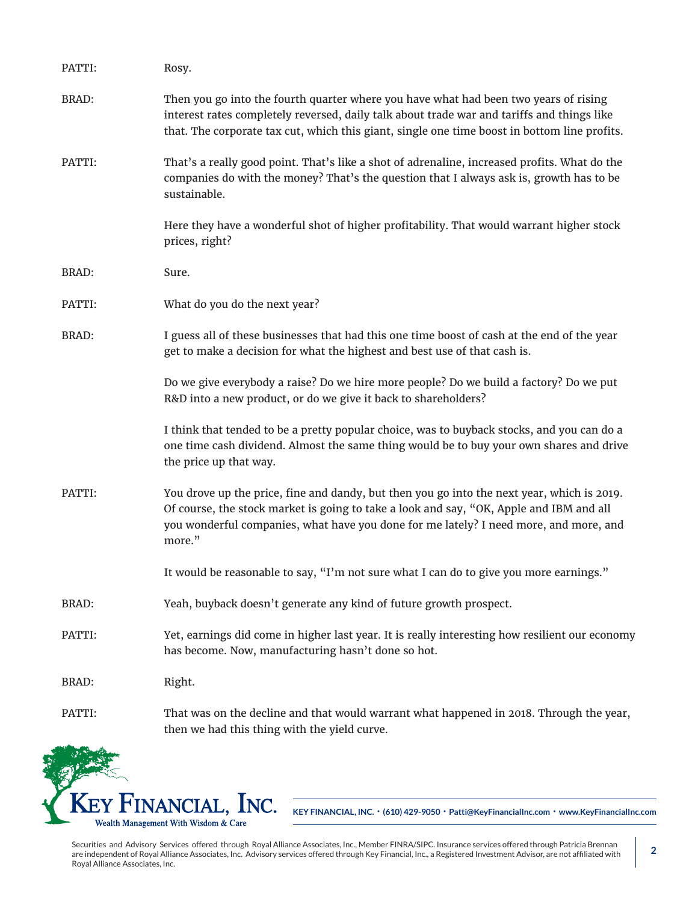PATTI: Rosy.

BRAD: Then you go into the fourth quarter where you have what had been two years of rising interest rates completely reversed, daily talk about trade war and tariffs and things like that. The corporate tax cut, which this giant, single one time boost in bottom line profits.

PATTI: That's a really good point. That's like a shot of adrenaline, increased profits. What do the companies do with the money? That's the question that I always ask is, growth has to be sustainable.

Here they have a wonderful shot of higher profitability. That would warrant higher stock prices, right?

BRAD: Sure.

PATTI: What do you do the next year?

BRAD: I guess all of these businesses that had this one time boost of cash at the end of the year get to make a decision for what the highest and best use of that cash is.

Do we give everybody a raise? Do we hire more people? Do we build a factory? Do we put R&D into a new product, or do we give it back to shareholders?

I think that tended to be a pretty popular choice, was to buyback stocks, and you can do a one time cash dividend. Almost the same thing would be to buy your own shares and drive the price up that way.

PATTI: You drove up the price, fine and dandy, but then you go into the next year, which is 2019. Of course, the stock market is going to take a look and say, "OK, Apple and IBM and all you wonderful companies, what have you done for me lately? I need more, and more, and more."

It would be reasonable to say, "I'm not sure what I can do to give you more earnings."

BRAD: Yeah, buyback doesn't generate any kind of future growth prospect.

PATTI: Yet, earnings did come in higher last year. It is really interesting how resilient our economy has become. Now, manufacturing hasn't done so hot.

BRAD: Right.

PATTI: That was on the decline and that would warrant what happened in 2018. Through the year, then we had this thing with the yield curve.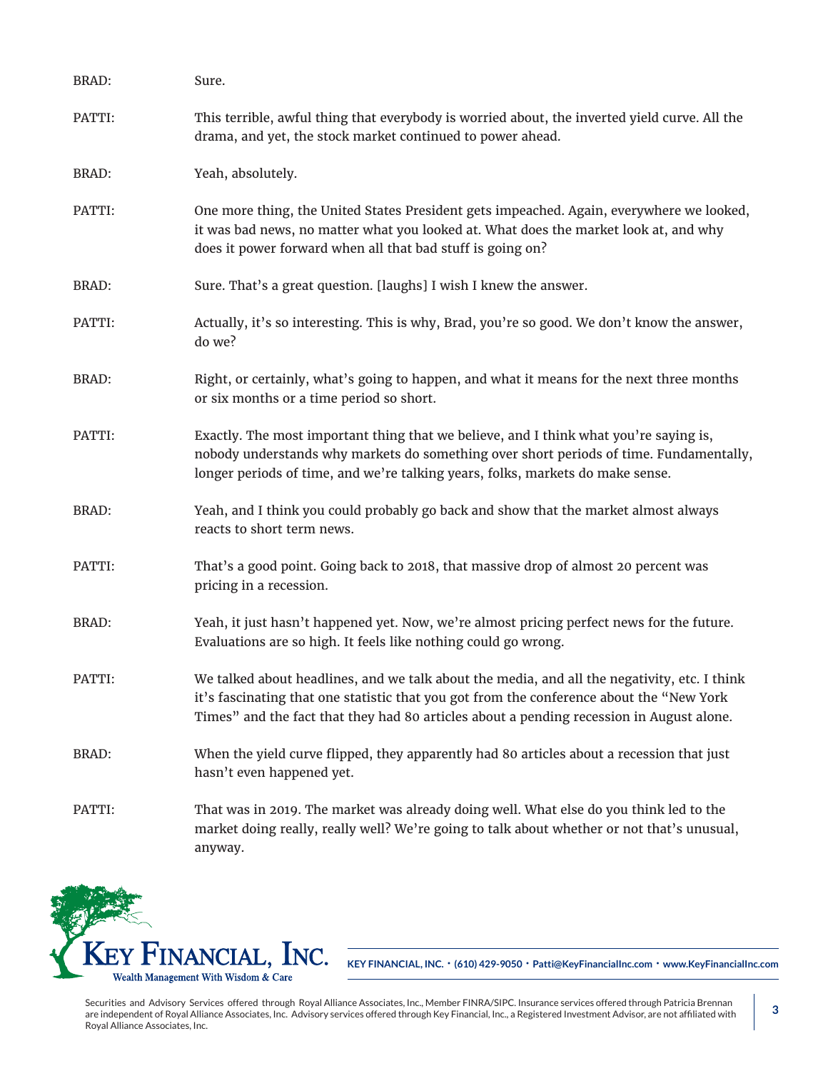BRAD: Sure.

PATTI: This terrible, awful thing that everybody is worried about, the inverted yield curve. All the drama, and yet, the stock market continued to power ahead.

BRAD: Yeah, absolutely.

PATTI: One more thing, the United States President gets impeached. Again, everywhere we looked, it was bad news, no matter what you looked at. What does the market look at, and why does it power forward when all that bad stuff is going on?

BRAD: Sure. That's a great question. [laughs] I wish I knew the answer.

PATTI: Actually, it's so interesting. This is why, Brad, you're so good. We don't know the answer, do we?

BRAD: Right, or certainly, what's going to happen, and what it means for the next three months or six months or a time period so short.

PATTI: Exactly. The most important thing that we believe, and I think what you're saying is, nobody understands why markets do something over short periods of time. Fundamentally, longer periods of time, and we're talking years, folks, markets do make sense.

BRAD: Yeah, and I think you could probably go back and show that the market almost always reacts to short term news.

PATTI: That's a good point. Going back to 2018, that massive drop of almost 20 percent was pricing in a recession.

BRAD: Yeah, it just hasn't happened yet. Now, we're almost pricing perfect news for the future. Evaluations are so high. It feels like nothing could go wrong.

PATTI: We talked about headlines, and we talk about the media, and all the negativity, etc. I think it's fascinating that one statistic that you got from the conference about the "New York Times" and the fact that they had 80 articles about a pending recession in August alone.

BRAD: When the yield curve flipped, they apparently had 80 articles about a recession that just hasn't even happened yet.

PATTI: That was in 2019. The market was already doing well. What else do you think led to the market doing really, really well? We're going to talk about whether or not that's unusual, anyway.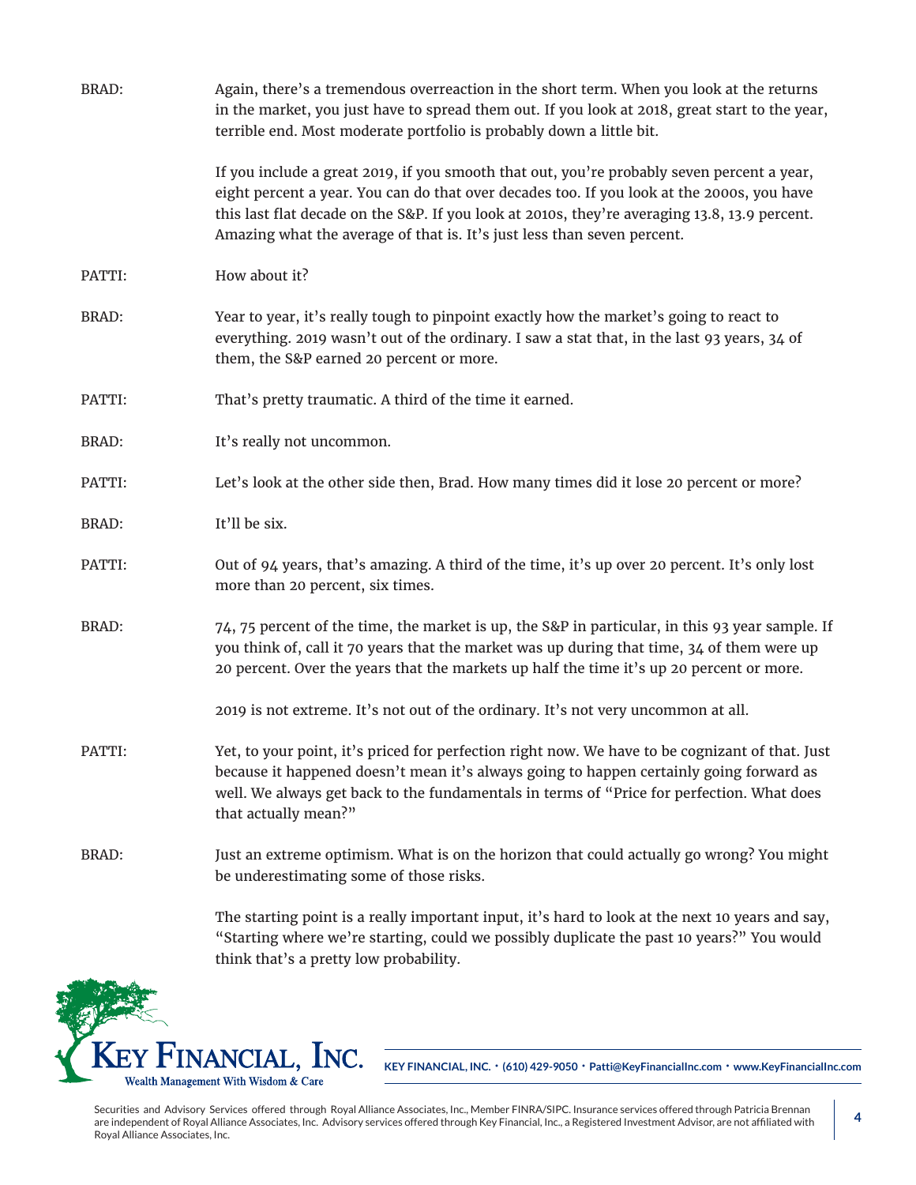BRAD: Again, there's a tremendous overreaction in the short term. When you look at the returns in the market, you just have to spread them out. If you look at 2018, great start to the year, terrible end. Most moderate portfolio is probably down a little bit.

If you include a great 2019, if you smooth that out, you're probably seven percent a year, eight percent a year. You can do that over decades too. If you look at the 2000s, you have this last flat decade on the S&P. If you look at 2010s, they're averaging 13.8, 13.9 percent. Amazing what the average of that is. It's just less than seven percent.

PATTI: How about it?

BRAD: Year to year, it's really tough to pinpoint exactly how the market's going to react to everything. 2019 wasn't out of the ordinary. I saw a stat that, in the last 93 years, 34 of them, the S&P earned 20 percent or more.

PATTI: That's pretty traumatic. A third of the time it earned.

BRAD: It's really not uncommon.

PATTI: Let's look at the other side then, Brad. How many times did it lose 20 percent or more?

BRAD: It'll be six.

PATTI: Out of 94 years, that's amazing. A third of the time, it's up over 20 percent. It's only lost more than 20 percent, six times.

BRAD: 74, 75 percent of the time, the market is up, the S&P in particular, in this 93 year sample. If you think of, call it 70 years that the market was up during that time, 34 of them were up 20 percent. Over the years that the markets up half the time it's up 20 percent or more.

2019 is not extreme. It's not out of the ordinary. It's not very uncommon at all.

PATTI: Yet, to your point, it's priced for perfection right now. We have to be cognizant of that. Just because it happened doesn't mean it's always going to happen certainly going forward as well. We always get back to the fundamentals in terms of "Price for perfection. What does that actually mean?"

BRAD: Just an extreme optimism. What is on the horizon that could actually go wrong? You might be underestimating some of those risks.

The starting point is a really important input, it's hard to look at the next 10 years and say, "Starting where we're starting, could we possibly duplicate the past 10 years?" You would think that's a pretty low probability.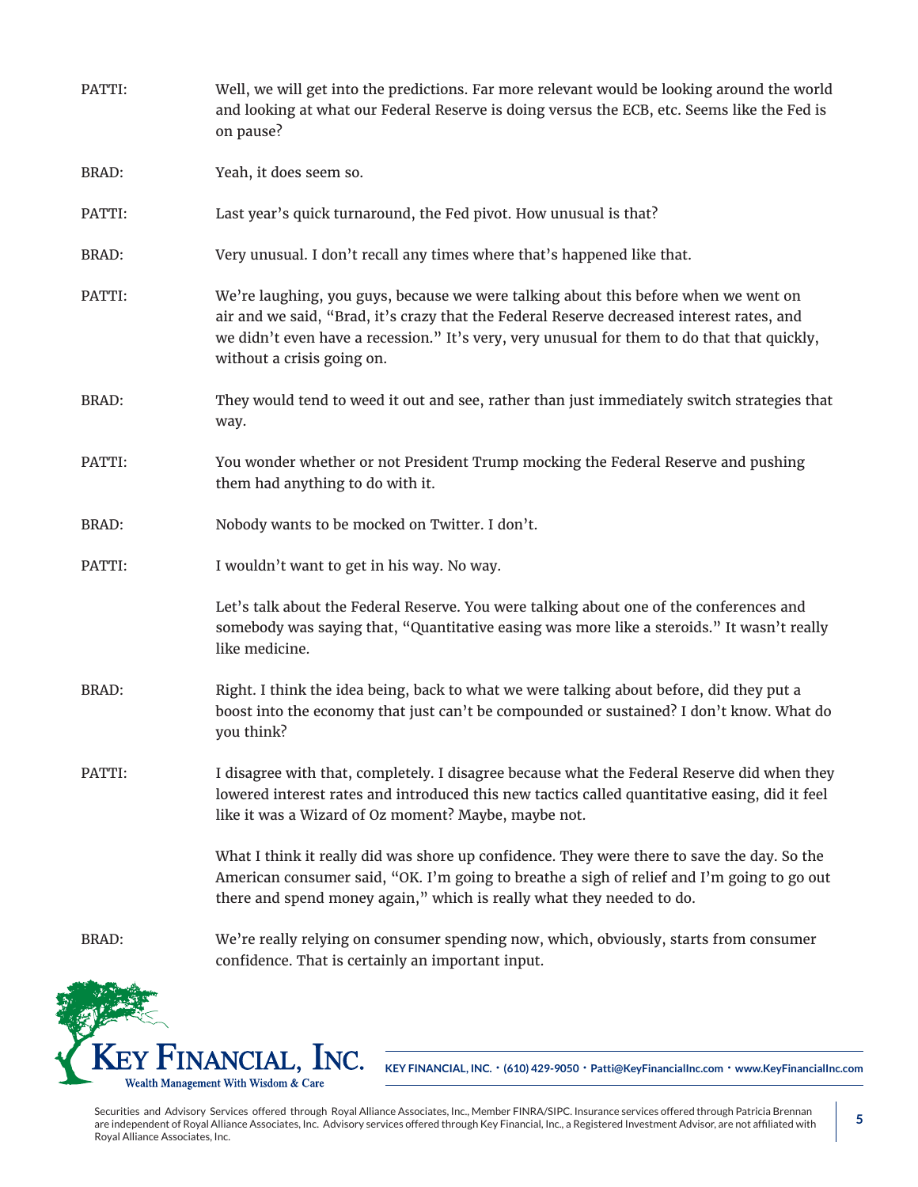PATTI: Well, we will get into the predictions. Far more relevant would be looking around the world and looking at what our Federal Reserve is doing versus the ECB, etc. Seems like the Fed is on pause?

BRAD: Yeah, it does seem so.

PATTI: Last year's quick turnaround, the Fed pivot. How unusual is that?

BRAD: Very unusual. I don't recall any times where that's happened like that.

PATTI: We're laughing, you guys, because we were talking about this before when we went on air and we said, "Brad, it's crazy that the Federal Reserve decreased interest rates, and we didn't even have a recession." It's very, very unusual for them to do that that quickly, without a crisis going on.

BRAD: They would tend to weed it out and see, rather than just immediately switch strategies that way.

PATTI: You wonder whether or not President Trump mocking the Federal Reserve and pushing them had anything to do with it.

BRAD: Nobody wants to be mocked on Twitter. I don't.

PATTI: I wouldn't want to get in his way. No way.

Let's talk about the Federal Reserve. You were talking about one of the conferences and somebody was saying that, "Quantitative easing was more like a steroids." It wasn't really like medicine.

BRAD: Right. I think the idea being, back to what we were talking about before, did they put a boost into the economy that just can't be compounded or sustained? I don't know. What do you think?

PATTI: I disagree with that, completely. I disagree because what the Federal Reserve did when they lowered interest rates and introduced this new tactics called quantitative easing, did it feel like it was a Wizard of Oz moment? Maybe, maybe not.

What I think it really did was shore up confidence. They were there to save the day. So the American consumer said, "OK. I'm going to breathe a sigh of relief and I'm going to go out there and spend money again," which is really what they needed to do.

BRAD: We're really relying on consumer spending now, which, obviously, starts from consumer confidence. That is certainly an important input.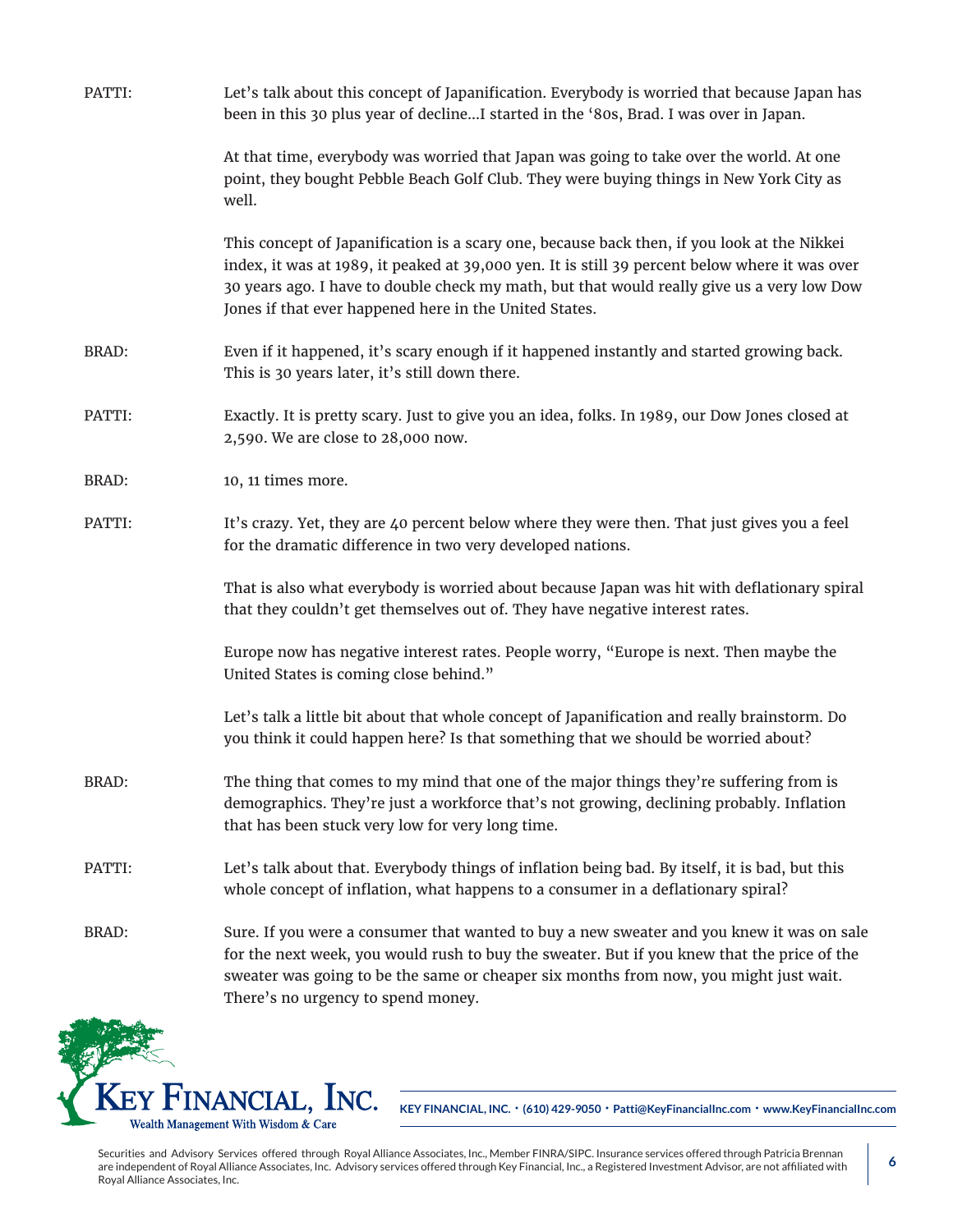PATTI: Let's talk about this concept of Japanification. Everybody is worried that because Japan has been in this 30 plus year of decline…I started in the '80s, Brad. I was over in Japan.

At that time, everybody was worried that Japan was going to take over the world. At one point, they bought Pebble Beach Golf Club. They were buying things in New York City as well.

This concept of Japanification is a scary one, because back then, if you look at the Nikkei index, it was at 1989, it peaked at 39,000 yen. It is still 39 percent below where it was over 30 years ago. I have to double check my math, but that would really give us a very low Dow Jones if that ever happened here in the United States.

BRAD: Even if it happened, it's scary enough if it happened instantly and started growing back. This is 30 years later, it's still down there.

PATTI: Exactly. It is pretty scary. Just to give you an idea, folks. In 1989, our Dow Jones closed at 2,590. We are close to 28,000 now.

BRAD: 10, 11 times more.

PATTI: It's crazy. Yet, they are 40 percent below where they were then. That just gives you a feel for the dramatic difference in two very developed nations.

That is also what everybody is worried about because Japan was hit with deflationary spiral that they couldn't get themselves out of. They have negative interest rates.

Europe now has negative interest rates. People worry, "Europe is next. Then maybe the United States is coming close behind."

Let's talk a little bit about that whole concept of Japanification and really brainstorm. Do you think it could happen here? Is that something that we should be worried about?

BRAD: The thing that comes to my mind that one of the major things they're suffering from is demographics. They're just a workforce that's not growing, declining probably. Inflation that has been stuck very low for very long time.

PATTI: Let's talk about that. Everybody things of inflation being bad. By itself, it is bad, but this whole concept of inflation, what happens to a consumer in a deflationary spiral?

BRAD: Sure. If you were a consumer that wanted to buy a new sweater and you knew it was on sale for the next week, you would rush to buy the sweater. But if you knew that the price of the sweater was going to be the same or cheaper six months from now, you might just wait. There's no urgency to spend money.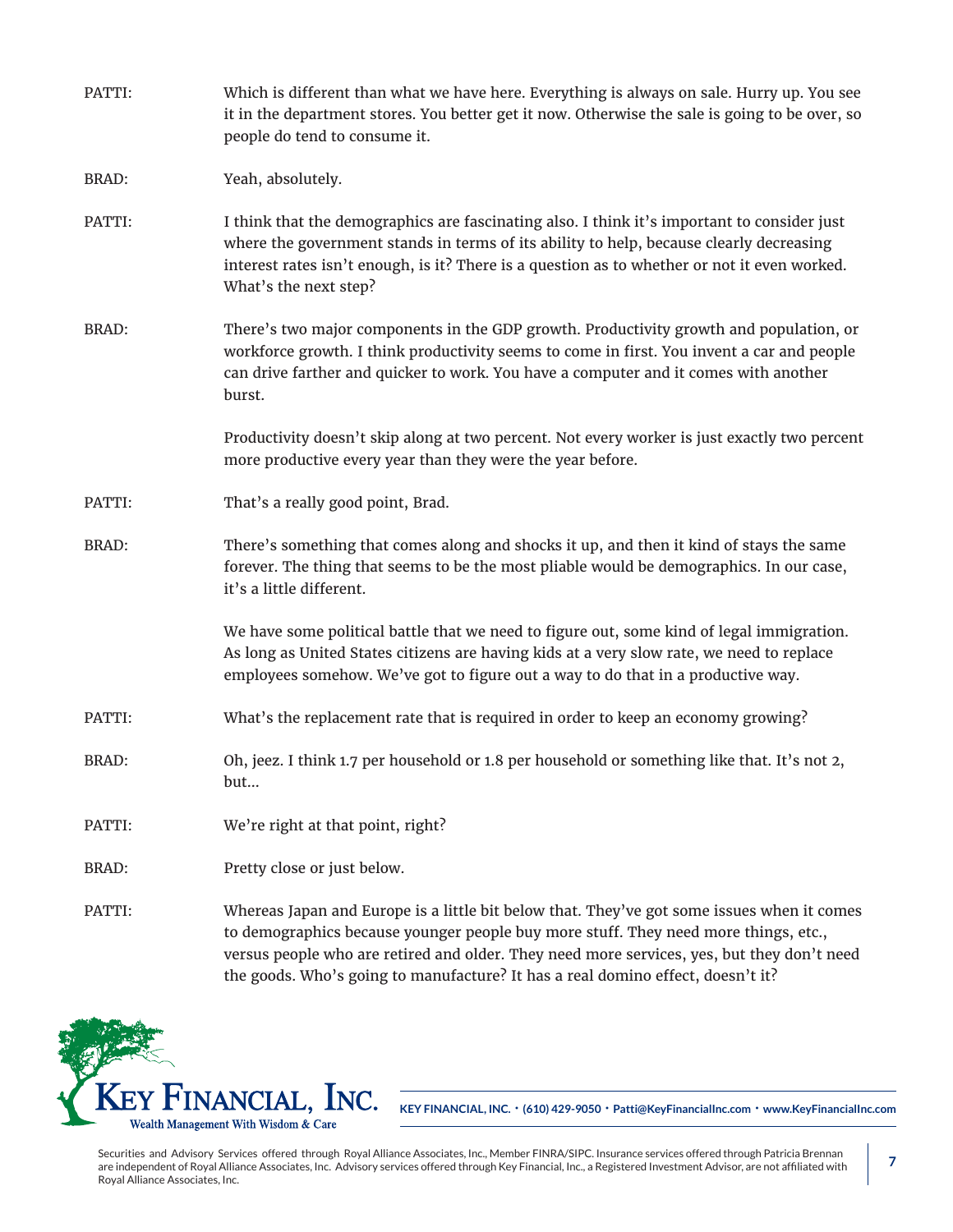PATTI: Which is different than what we have here. Everything is always on sale. Hurry up. You see it in the department stores. You better get it now. Otherwise the sale is going to be over, so people do tend to consume it.

BRAD: Yeah, absolutely.

PATTI: I think that the demographics are fascinating also. I think it's important to consider just where the government stands in terms of its ability to help, because clearly decreasing interest rates isn't enough, is it? There is a question as to whether or not it even worked. What's the next step?

BRAD: There's two major components in the GDP growth. Productivity growth and population, or workforce growth. I think productivity seems to come in first. You invent a car and people can drive farther and quicker to work. You have a computer and it comes with another burst.

Productivity doesn't skip along at two percent. Not every worker is just exactly two percent more productive every year than they were the year before.

PATTI: That's a really good point, Brad.

BRAD: There's something that comes along and shocks it up, and then it kind of stays the same forever. The thing that seems to be the most pliable would be demographics. In our case, it's a little different.

We have some political battle that we need to figure out, some kind of legal immigration. As long as United States citizens are having kids at a very slow rate, we need to replace employees somehow. We've got to figure out a way to do that in a productive way.

PATTI: What's the replacement rate that is required in order to keep an economy growing?

BRAD: Oh, jeez. I think 1.7 per household or 1.8 per household or something like that. It's not 2, but...

PATTI: We're right at that point, right?

BRAD: Pretty close or just below.

PATTI: Whereas Japan and Europe is a little bit below that. They've got some issues when it comes to demographics because younger people buy more stuff. They need more things, etc., versus people who are retired and older. They need more services, yes, but they don't need the goods. Who's going to manufacture? It has a real domino effect, doesn't it?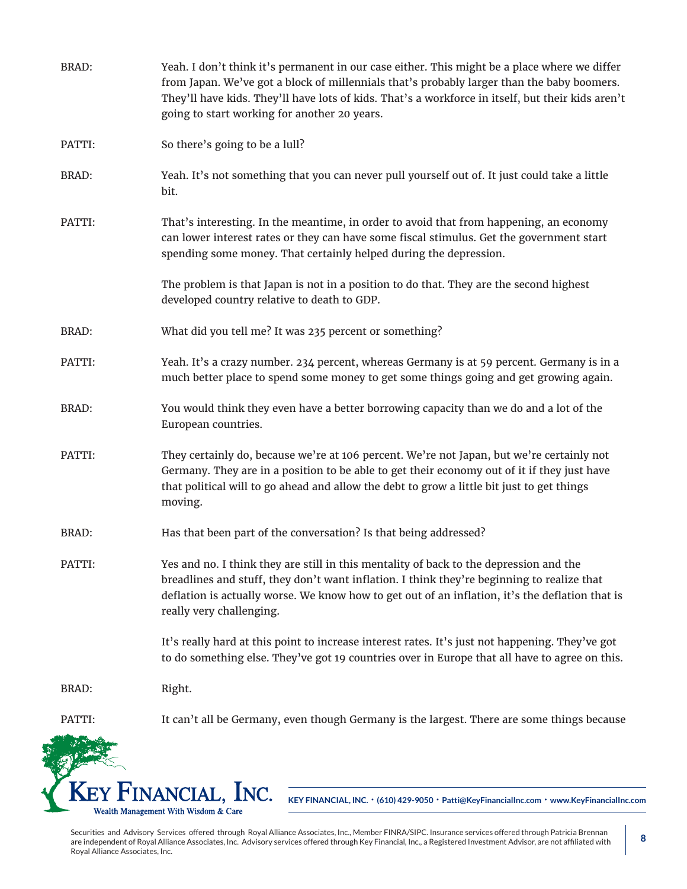BRAD: Yeah. I don't think it's permanent in our case either. This might be a place where we differ from Japan. We've got a block of millennials that's probably larger than the baby boomers. They'll have kids. They'll have lots of kids. That's a workforce in itself, but their kids aren't going to start working for another 20 years.

PATTI: So there's going to be a lull?

BRAD: Yeah. It's not something that you can never pull yourself out of. It just could take a little bit.

PATTI: That's interesting. In the meantime, in order to avoid that from happening, an economy can lower interest rates or they can have some fiscal stimulus. Get the government start spending some money. That certainly helped during the depression.

The problem is that Japan is not in a position to do that. They are the second highest developed country relative to death to GDP.

BRAD: What did you tell me? It was 235 percent or something?

PATTI: Yeah. It's a crazy number. 234 percent, whereas Germany is at 59 percent. Germany is in a much better place to spend some money to get some things going and get growing again.

BRAD: You would think they even have a better borrowing capacity than we do and a lot of the European countries.

PATTI: They certainly do, because we're at 106 percent. We're not Japan, but we're certainly not Germany. They are in a position to be able to get their economy out of it if they just have that political will to go ahead and allow the debt to grow a little bit just to get things moving.

BRAD: Has that been part of the conversation? Is that being addressed?

PATTI: Yes and no. I think they are still in this mentality of back to the depression and the breadlines and stuff, they don't want inflation. I think they're beginning to realize that deflation is actually worse. We know how to get out of an inflation, it's the deflation that is really very challenging.

It's really hard at this point to increase interest rates. It's just not happening. They've got to do something else. They've got 19 countries over in Europe that all have to agree on this.

BRAD: Right.

PATTI: It can't all be Germany, even though Germany is the largest. There are some things because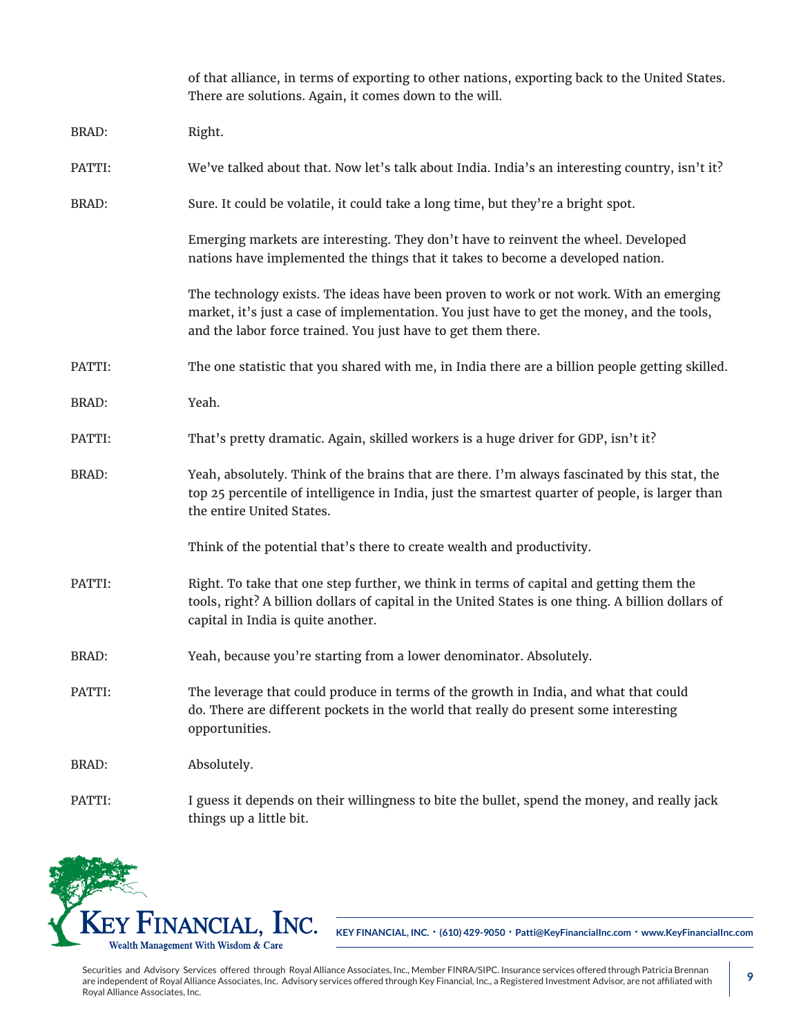of that alliance, in terms of exporting to other nations, exporting back to the United States. There are solutions. Again, it comes down to the will.

BRAD: Right.

PATTI: We've talked about that. Now let's talk about India. India's an interesting country, isn't it?

BRAD: Sure. It could be volatile, it could take a long time, but they're a bright spot.

Emerging markets are interesting. They don't have to reinvent the wheel. Developed nations have implemented the things that it takes to become a developed nation.

The technology exists. The ideas have been proven to work or not work. With an emerging market, it's just a case of implementation. You just have to get the money, and the tools, and the labor force trained. You just have to get them there.

PATTI: The one statistic that you shared with me, in India there are a billion people getting skilled.

BRAD: Yeah.

PATTI: That's pretty dramatic. Again, skilled workers is a huge driver for GDP, isn't it?

BRAD: Yeah, absolutely. Think of the brains that are there. I'm always fascinated by this stat, the top 25 percentile of intelligence in India, just the smartest quarter of people, is larger than the entire United States.

Think of the potential that's there to create wealth and productivity.

PATTI: Right. To take that one step further, we think in terms of capital and getting them the tools, right? A billion dollars of capital in the United States is one thing. A billion dollars of capital in India is quite another.

BRAD: Yeah, because you're starting from a lower denominator. Absolutely.

PATTI: The leverage that could produce in terms of the growth in India, and what that could do. There are different pockets in the world that really do present some interesting opportunities.

BRAD: Absolutely.

PATTI: I guess it depends on their willingness to bite the bullet, spend the money, and really jack things up a little bit.

KEY FINANCIAL, INC. • (610) 429-9050 • Patti@KeyFinancialInc.com • www.KeyFinancialInc.com

Securities and Advisory Services offered through Royal Alliance Associates, Inc., Member FINRA/SIPC. Insurance services offered through Patricia Brennan are independent of Royal Alliance Associates, Inc. Advisory services offered through Key Financial, Inc., a Registered Investment Advisor, are not affiliated with Royal Alliance Associates, Inc.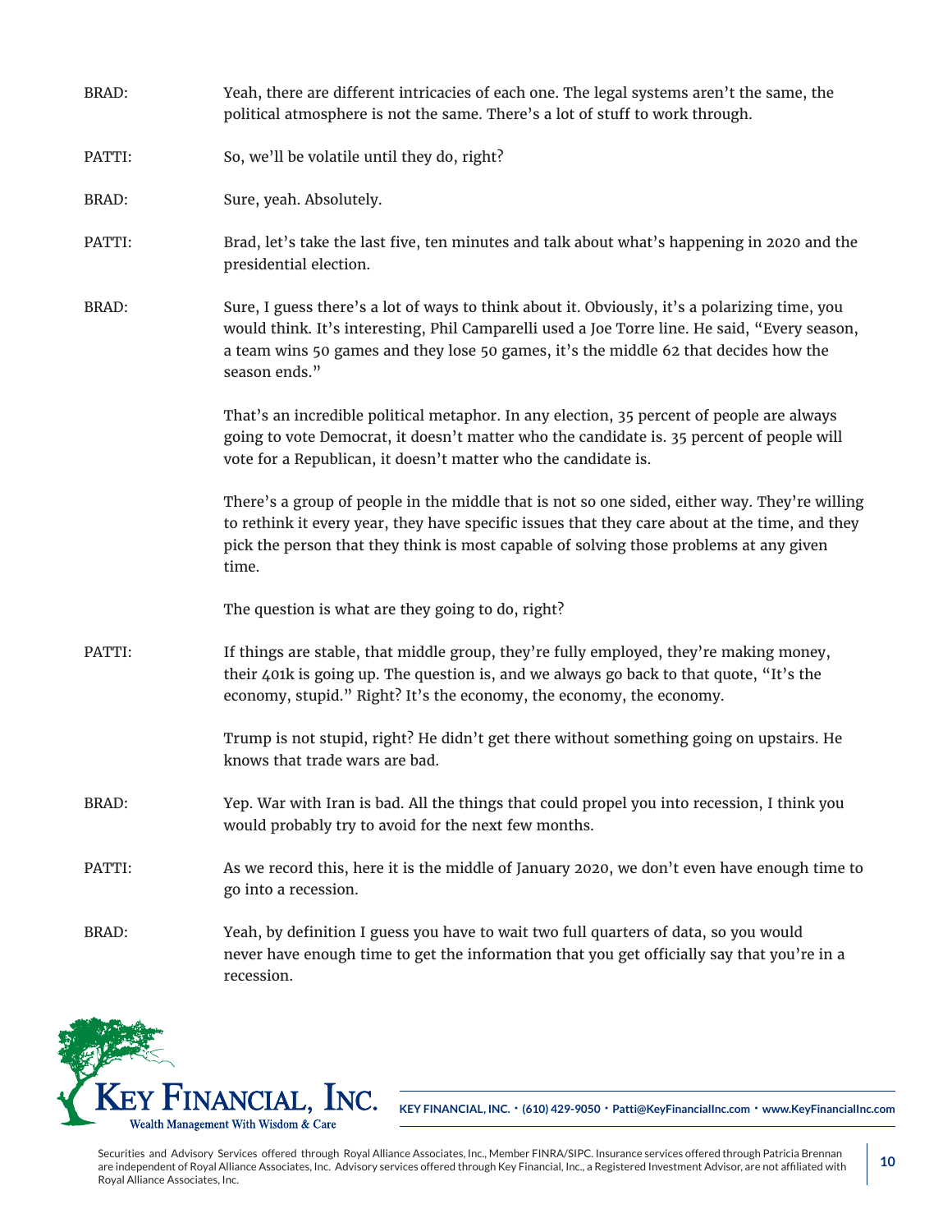BRAD: Yeah, there are different intricacies of each one. The legal systems aren't the same, the political atmosphere is not the same. There's a lot of stuff to work through.

PATTI: So, we'll be volatile until they do, right?

BRAD: Sure, yeah. Absolutely.

PATTI: Brad, let's take the last five, ten minutes and talk about what's happening in 2020 and the presidential election.

BRAD: Sure, I guess there's a lot of ways to think about it. Obviously, it's a polarizing time, you would think. It's interesting, Phil Camparelli used a Joe Torre line. He said, "Every season, a team wins 50 games and they lose 50 games, it's the middle 62 that decides how the season ends."

That's an incredible political metaphor. In any election, 35 percent of people are always going to vote Democrat, it doesn't matter who the candidate is. 35 percent of people will vote for a Republican, it doesn't matter who the candidate is.

There's a group of people in the middle that is not so one sided, either way. They're willing to rethink it every year, they have specific issues that they care about at the time, and they pick the person that they think is most capable of solving those problems at any given time.

The question is what are they going to do, right?

PATTI: If things are stable, that middle group, they're fully employed, they're making money, their 401k is going up. The question is, and we always go back to that quote, "It's the economy, stupid." Right? It's the economy, the economy, the economy.

Trump is not stupid, right? He didn't get there without something going on upstairs. He knows that trade wars are bad.

BRAD: Yep. War with Iran is bad. All the things that could propel you into recession, I think you would probably try to avoid for the next few months.

PATTI: As we record this, here it is the middle of January 2020, we don't even have enough time to go into a recession.

BRAD: Yeah, by definition I guess you have to wait two full quarters of data, so you would never have enough time to get the information that you get officially say that you're in a recession.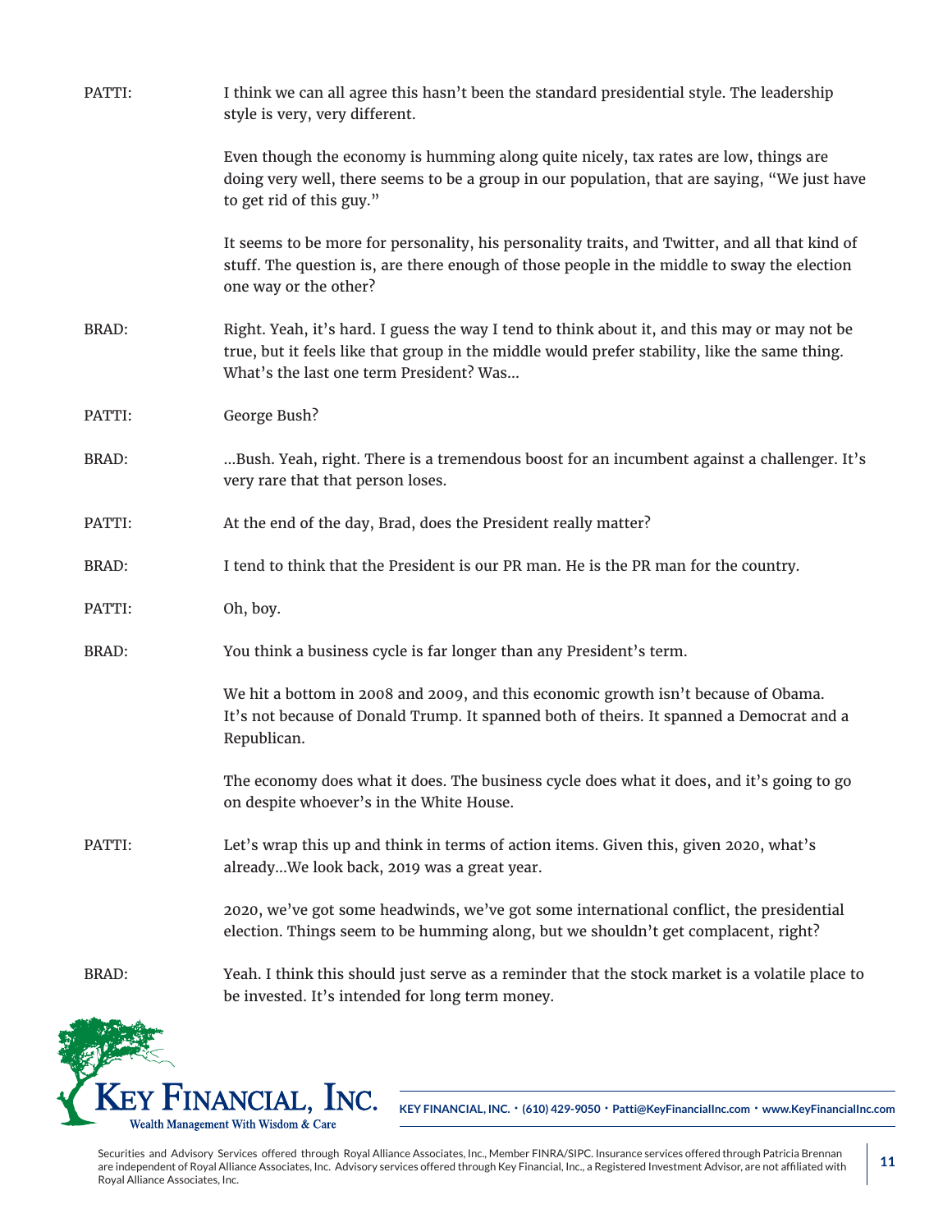PATTI: I think we can all agree this hasn't been the standard presidential style. The leadership style is very, very different.

Even though the economy is humming along quite nicely, tax rates are low, things are doing very well, there seems to be a group in our population, that are saying, "We just have to get rid of this guy."

It seems to be more for personality, his personality traits, and Twitter, and all that kind of stuff. The question is, are there enough of those people in the middle to sway the election one way or the other?

BRAD: Right. Yeah, it's hard. I guess the way I tend to think about it, and this may or may not be true, but it feels like that group in the middle would prefer stability, like the same thing. What's the last one term President? Was…

PATTI: George Bush?

BRAD: …Bush. Yeah, right. There is a tremendous boost for an incumbent against a challenger. It's very rare that that person loses.

PATTI: At the end of the day, Brad, does the President really matter?

BRAD: I tend to think that the President is our PR man. He is the PR man for the country.

PATTI: Oh, boy.

BRAD: You think a business cycle is far longer than any President's term.

We hit a bottom in 2008 and 2009, and this economic growth isn't because of Obama. It's not because of Donald Trump. It spanned both of theirs. It spanned a Democrat and a Republican.

The economy does what it does. The business cycle does what it does, and it's going to go on despite whoever's in the White House.

PATTI: Let's wrap this up and think in terms of action items. Given this, given 2020, what's already…We look back, 2019 was a great year.

2020, we've got some headwinds, we've got some international conflict, the presidential election. Things seem to be humming along, but we shouldn't get complacent, right?

BRAD: Yeah. I think this should just serve as a reminder that the stock market is a volatile place to be invested. It's intended for long term money.

KEY FINANCIAL, INC. Wealth Management With Wisdom & Care

KEY FINANCIAL, INC. • (610) 429-9050 • Patti@KeyFinancialInc.com • www.KeyFinancialInc.com

Securities and Advisory Services offered through Royal Alliance Associates, Inc., Member FINRA/SIPC. Insurance services offered through Patricia Brennan are independent of Royal Alliance Associates, Inc. Advisory services offered through Key Financial, Inc., a Registered Investment Advisor, are not affiliated with Royal Alliance Associates, Inc.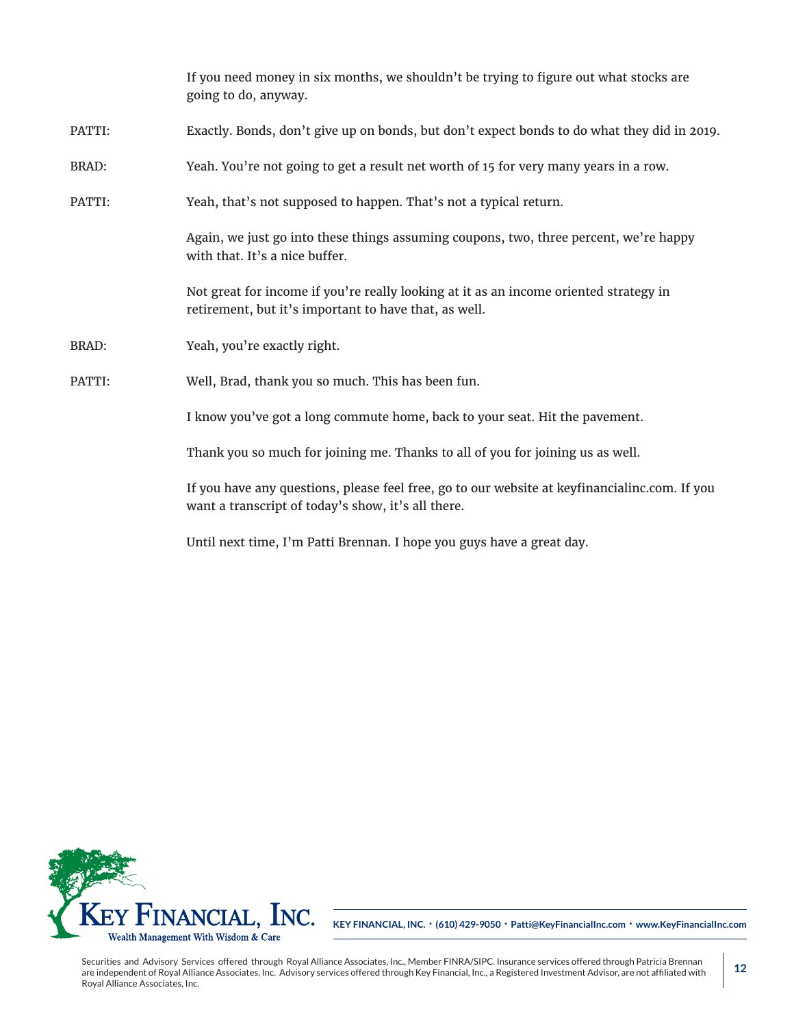If you need money in six months, we shouldn't be trying to figure out what stocks are going to do, anyway.

PATTI: Exactly. Bonds, don't give up on bonds, but don't expect bonds to do what they did in 2019.

BRAD: Yeah. You're not going to get a result net worth of 15 for very many years in a row.

PATTI: Yeah, that's not supposed to happen. That's not a typical return.

Again, we just go into these things assuming coupons, two, three percent, we're happy with that. It's a nice buffer.

Not great for income if you're really looking at it as an income oriented strategy in retirement, but it's important to have that, as well.

BRAD: Yeah, you're exactly right.

PATTI: Well, Brad, thank you so much. This has been fun.

I know you've got a long commute home, back to your seat. Hit the pavement.

Thank you so much for joining me. Thanks to all of you for joining us as well.

If you have any questions, please feel free, go to our website at keyfinancialinc.com. If you want a transcript of today's show, it's all there.

Until next time, I'm Patti Brennan. I hope you guys have a great day.